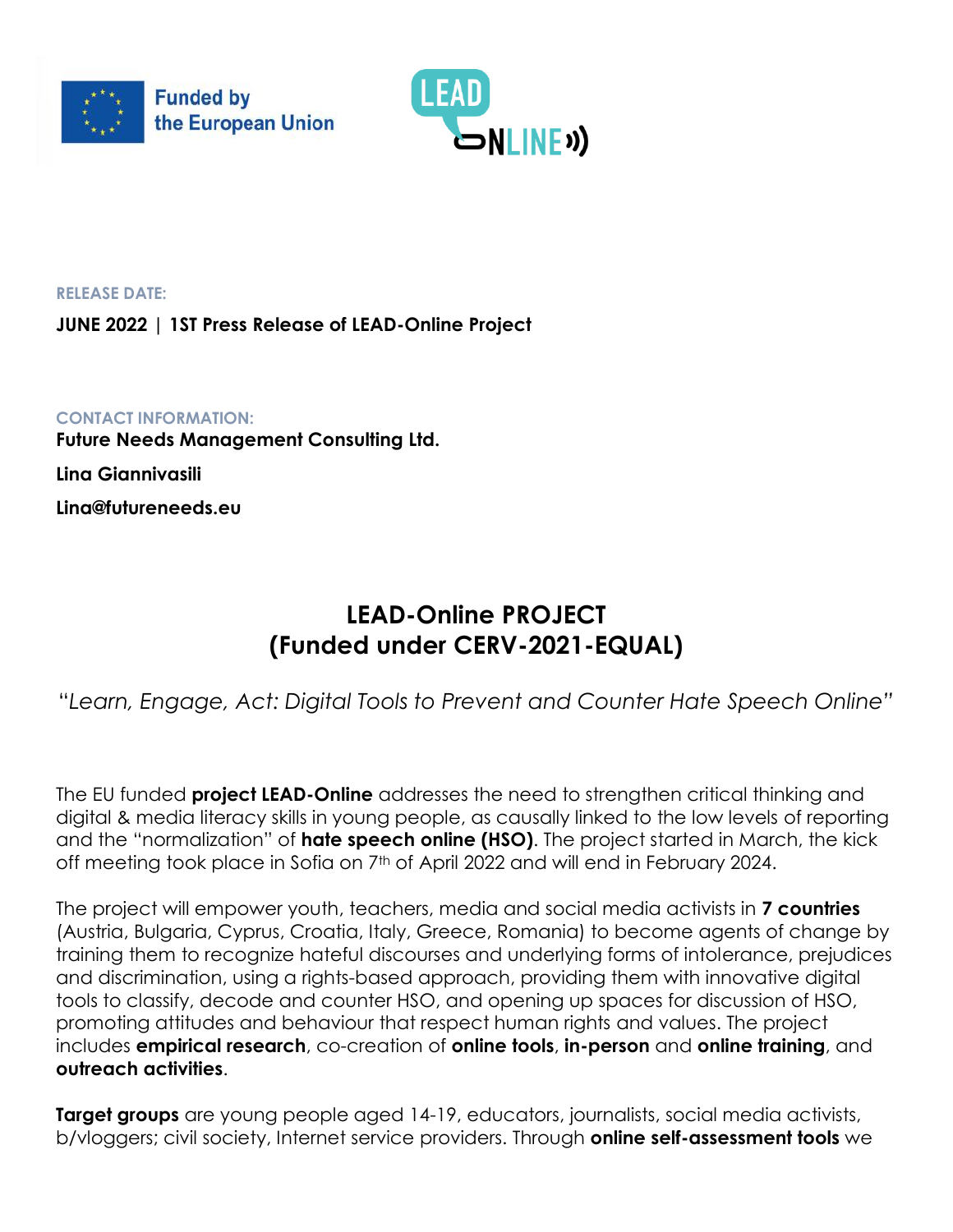Funded by the European Union

LEAD ONLINE

**RELEASE DATE:**

**JUNE 2022 | 1ST Press Release of LEAD-Online Project**

**CONTACT INFORMATION:**

**Future Needs Management Consulting Ltd.**

**Lina Giannivasili**

**Lina@futureneeds.eu**

# LEAD-Online PROJECT (Funded under CERV-2021-EQUAL)

*"Learn, Engage, Act: Digital Tools to Prevent and Counter Hate Speech Online"*

The EU funded **project LEAD-Online** addresses the need to strengthen critical thinking and digital & media literacy skills in young people, as causally linked to the low levels of reporting and the "normalization" of **hate speech online (HSO)**. The project started in March, the kick off meeting took place in Sofia on 7th of April 2022 and will end in February 2024.

The project will empower youth, teachers, media and social media activists in **7 countries** (Austria, Bulgaria, Cyprus, Croatia, Italy, Greece, Romania) to become agents of change by training them to recognize hateful discourses and underlying forms of intolerance, prejudices and discrimination, using a rights-based approach, providing them with innovative digital tools to classify, decode and counter HSO, and opening up spaces for discussion of HSO, promoting attitudes and behaviour that respect human rights and values. The project includes **empirical research**, co-creation of **online tools**, **in-person** and **online training**, and **outreach activities**.

**Target groups** are young people aged 14-19, educators, journalists, social media activists, b/vloggers; civil society, Internet service providers. Through **online self-assessment tools** we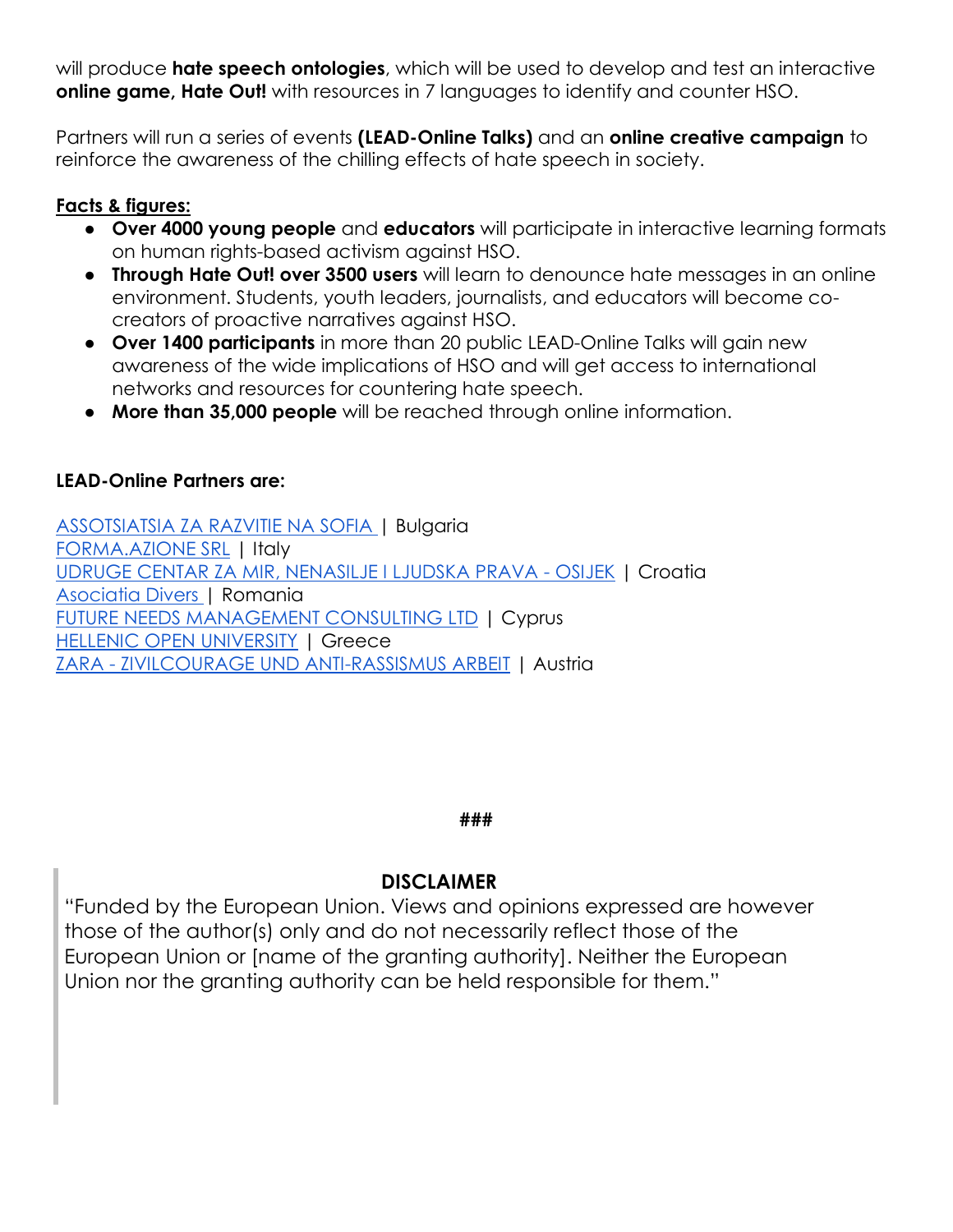will produce **hate speech ontologies**, which will be used to develop and test an interactive **online game, Hate Out!** with resources in 7 languages to identify and counter HSO.

Partners will run a series of events **(LEAD-Online Talks)** and an **online creative campaign** to reinforce the awareness of the chilling effects of hate speech in society.

**Facts & figures:**

- **Over 4000 young people** and **educators** will participate in interactive learning formats on human rights-based activism against HSO.
- **Through Hate Out! over 3500 users** will learn to denounce hate messages in an online environment. Students, youth leaders, journalists, and educators will become co-creators of proactive narratives against HSO.
- **Over 1400 participants** in more than 20 public LEAD-Online Talks will gain new awareness of the wide implications of HSO and will get access to international networks and resources for countering hate speech.
- **More than 35,000 people** will be reached through online information.

**LEAD-Online Partners are:**

ASSOTSIATSIA ZA RAZVITIE NA SOFIA | Bulgaria
FORMA.AZIONE SRL | Italy
UDRUGE CENTAR ZA MIR, NENASILJE I LJUDSKA PRAVA - OSIJEK | Croatia
Asociatia Divers | Romania
FUTURE NEEDS MANAGEMENT CONSULTING LTD | Cyprus
HELLENIC OPEN UNIVERSITY | Greece
ZARA - ZIVILCOURAGE UND ANTI-RASSISMUS ARBEIT | Austria

###

**DISCLAIMER**

"Funded by the European Union. Views and opinions expressed are however those of the author(s) only and do not necessarily reflect those of the European Union or [name of the granting authority]. Neither the European Union nor the granting authority can be held responsible for them."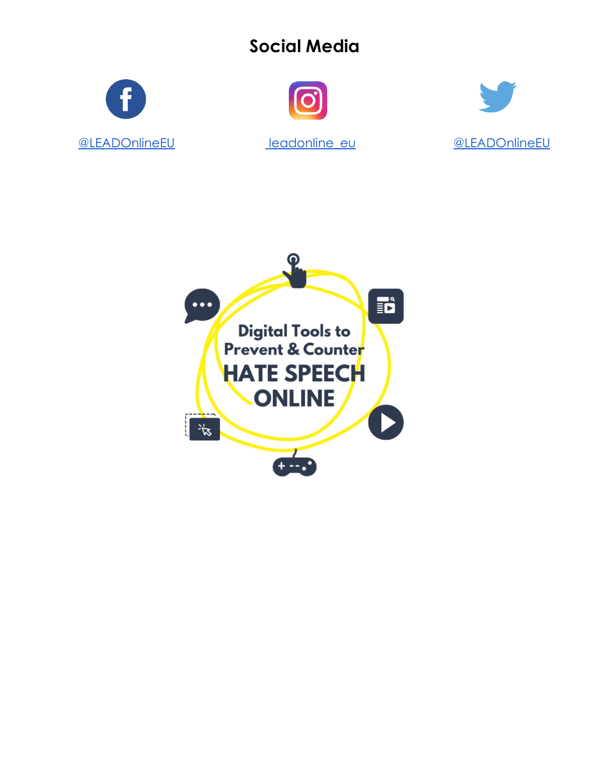## Social Media

@LEADOnlineEU

leadonline_eu

@LEADOnlineEU

Digital Tools to Prevent & Counter HATE SPEECH ONLINE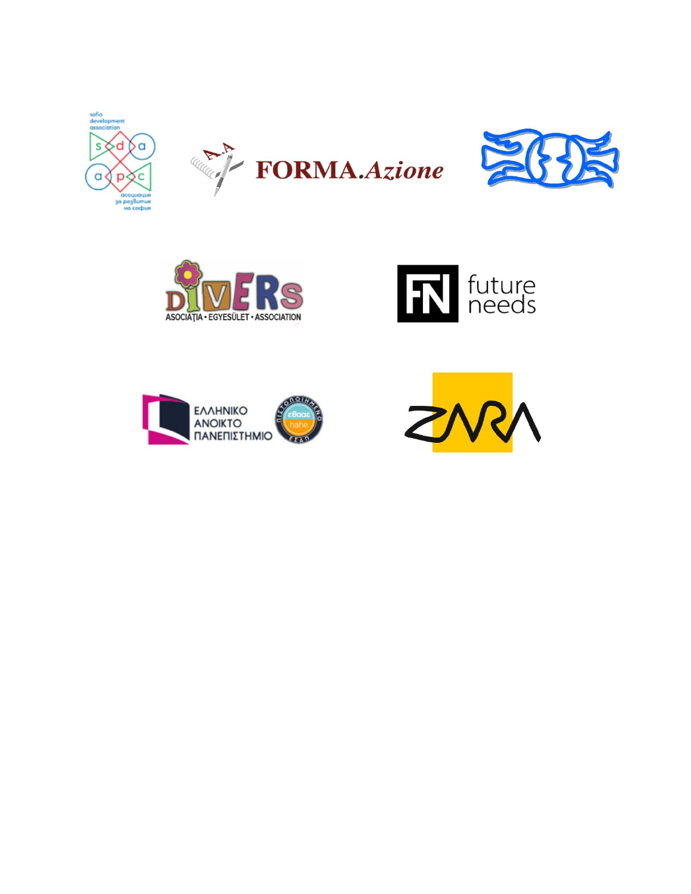sofia development association

s d a

a p c

асоциация за развитие на софия

FORMA.Azione

DIVERS

ASOCIAŢIA • EGYESÜLET • ASSOCIATION

FN future needs

ΕΛΛΗΝΙΚΟ ΑΝΟΙΚΤΟ ΠΑΝΕΠΙΣΤΗΜΙΟ

ΠΙΣΤΟΠΟΙΗΜΕΝΟ εθααε hahe ΕΣΔΠ

ZARA